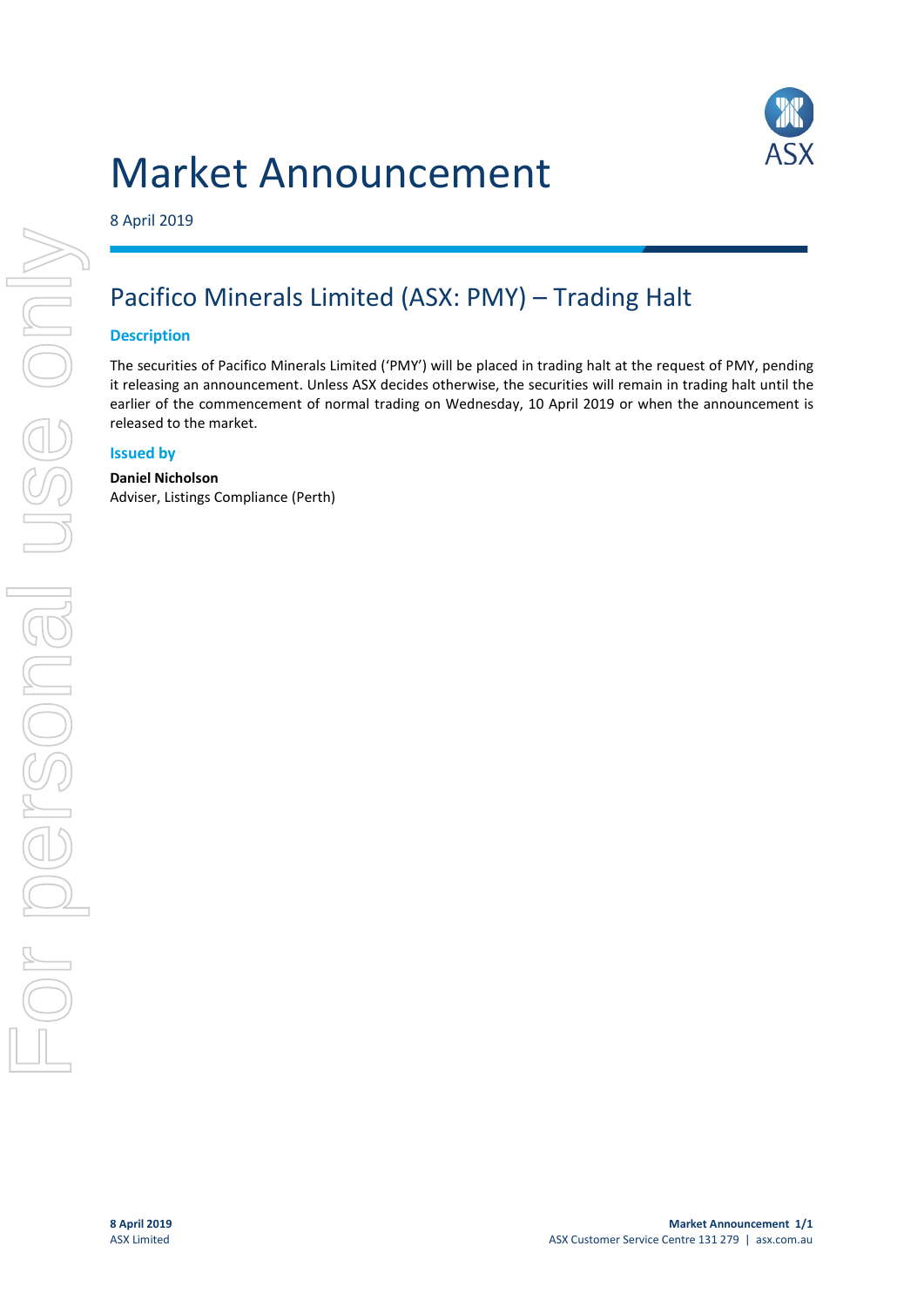# Market Announcement

8 April 2019

## Pacifico Minerals Limited (ASX: PMY) – Trading Halt

### Description

The securities of Pacifico Minerals Limited ('PMY') will be placed in trading halt at the request of PMY, pending it releasing an announcement. Unless ASX decides otherwise, the securities will remain in trading halt until the earlier of the commencement of normal trading on Wednesday, 10 April 2019 or when the announcement is released to the market.

### Issued by

**Daniel Nicholson**
Adviser, Listings Compliance (Perth)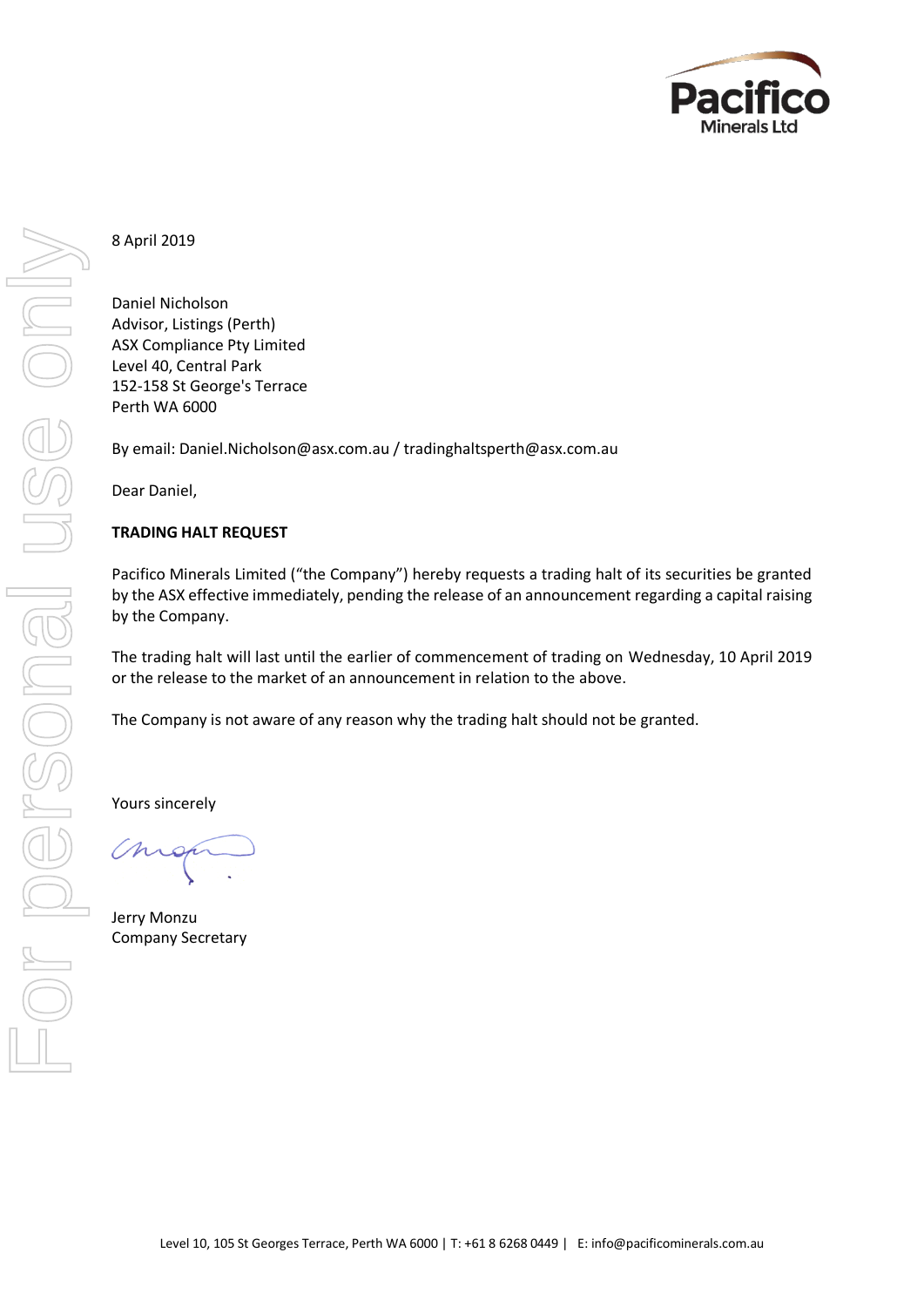8 April 2019

Daniel Nicholson
Advisor, Listings (Perth)
ASX Compliance Pty Limited
Level 40, Central Park
152-158 St George's Terrace
Perth WA 6000

By email: Daniel.Nicholson@asx.com.au / tradinghaltsperth@asx.com.au

Dear Daniel,

**TRADING HALT REQUEST**

Pacifico Minerals Limited ("the Company") hereby requests a trading halt of its securities be granted by the ASX effective immediately, pending the release of an announcement regarding a capital raising by the Company.

The trading halt will last until the earlier of commencement of trading on Wednesday, 10 April 2019 or the release to the market of an announcement in relation to the above.

The Company is not aware of any reason why the trading halt should not be granted.

Yours sincerely

Jerry Monzu
Company Secretary

Level 10, 105 St Georges Terrace, Perth WA 6000 | T: +61 8 6268 0449 | E: info@pacificominerals.com.au